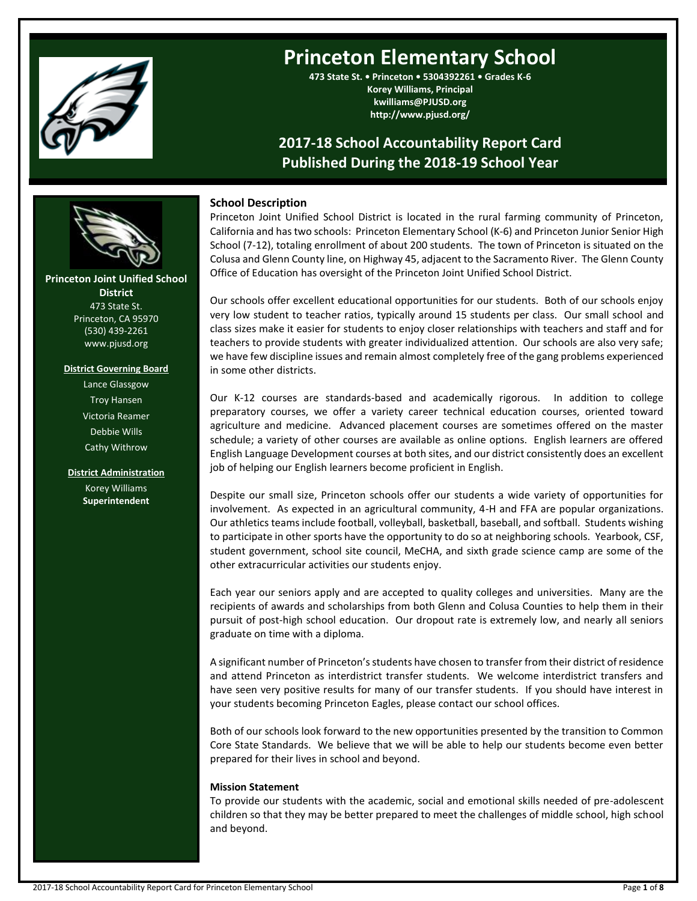# Princeton Elementary School

**473 State St. • Princeton • 5304392261 • Grades K-6**
**Korey Williams, Principal**
**kwilliams@PJUSD.org**
**http://www.pjusd.org/**

## 2017-18 School Accountability Report Card
## Published During the 2018-19 School Year

**Princeton Joint Unified School District**
473 State St.
Princeton, CA 95970
(530) 439-2261
www.pjusd.org

**District Governing Board**

Lance Glassgow
Troy Hansen
Victoria Reamer
Debbie Wills
Cathy Withrow

**District Administration**

Korey Williams
**Superintendent**

### School Description

Princeton Joint Unified School District is located in the rural farming community of Princeton, California and has two schools: Princeton Elementary School (K-6) and Princeton Junior Senior High School (7-12), totaling enrollment of about 200 students. The town of Princeton is situated on the Colusa and Glenn County line, on Highway 45, adjacent to the Sacramento River. The Glenn County Office of Education has oversight of the Princeton Joint Unified School District.

Our schools offer excellent educational opportunities for our students. Both of our schools enjoy very low student to teacher ratios, typically around 15 students per class. Our small school and class sizes make it easier for students to enjoy closer relationships with teachers and staff and for teachers to provide students with greater individualized attention. Our schools are also very safe; we have few discipline issues and remain almost completely free of the gang problems experienced in some other districts.

Our K-12 courses are standards-based and academically rigorous. In addition to college preparatory courses, we offer a variety career technical education courses, oriented toward agriculture and medicine. Advanced placement courses are sometimes offered on the master schedule; a variety of other courses are available as online options. English learners are offered English Language Development courses at both sites, and our district consistently does an excellent job of helping our English learners become proficient in English.

Despite our small size, Princeton schools offer our students a wide variety of opportunities for involvement. As expected in an agricultural community, 4-H and FFA are popular organizations. Our athletics teams include football, volleyball, basketball, baseball, and softball. Students wishing to participate in other sports have the opportunity to do so at neighboring schools. Yearbook, CSF, student government, school site council, MeCHA, and sixth grade science camp are some of the other extracurricular activities our students enjoy.

Each year our seniors apply and are accepted to quality colleges and universities. Many are the recipients of awards and scholarships from both Glenn and Colusa Counties to help them in their pursuit of post-high school education. Our dropout rate is extremely low, and nearly all seniors graduate on time with a diploma.

A significant number of Princeton's students have chosen to transfer from their district of residence and attend Princeton as interdistrict transfer students. We welcome interdistrict transfers and have seen very positive results for many of our transfer students. If you should have interest in your students becoming Princeton Eagles, please contact our school offices.

Both of our schools look forward to the new opportunities presented by the transition to Common Core State Standards. We believe that we will be able to help our students become even better prepared for their lives in school and beyond.

#### Mission Statement

To provide our students with the academic, social and emotional skills needed of pre-adolescent children so that they may be better prepared to meet the challenges of middle school, high school and beyond.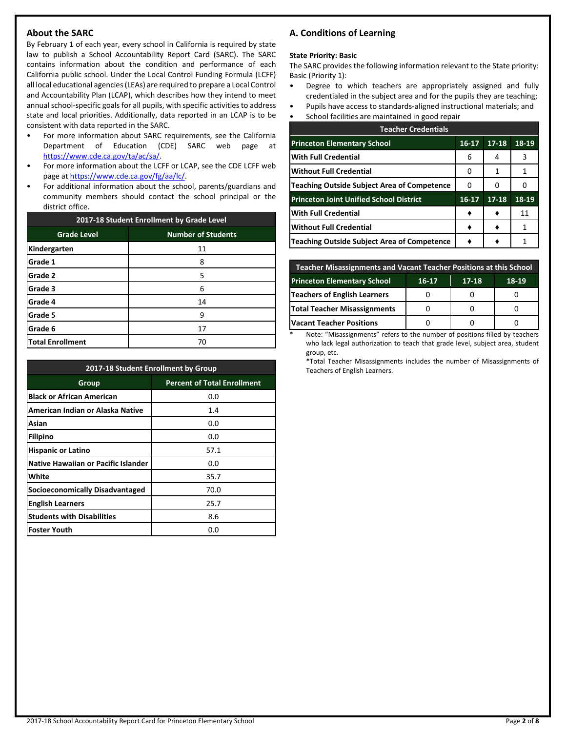## About the SARC

By February 1 of each year, every school in California is required by state law to publish a School Accountability Report Card (SARC). The SARC contains information about the condition and performance of each California public school. Under the Local Control Funding Formula (LCFF) all local educational agencies (LEAs) are required to prepare a Local Control and Accountability Plan (LCAP), which describes how they intend to meet annual school-specific goals for all pupils, with specific activities to address state and local priorities. Additionally, data reported in an LCAP is to be consistent with data reported in the SARC.

- For more information about SARC requirements, see the California Department of Education (CDE) SARC web page at https://www.cde.ca.gov/ta/ac/sa/.
- For more information about the LCFF or LCAP, see the CDE LCFF web page at https://www.cde.ca.gov/fg/aa/lc/.
- For additional information about the school, parents/guardians and community members should contact the school principal or the district office.

| 2017-18 Student Enrollment by Grade Level | |
|---|---|
| **Grade Level** | **Number of Students** |
| Kindergarten | 11 |
| Grade 1 | 8 |
| Grade 2 | 5 |
| Grade 3 | 6 |
| Grade 4 | 14 |
| Grade 5 | 9 |
| Grade 6 | 17 |
| Total Enrollment | 70 |

| 2017-18 Student Enrollment by Group | |
|---|---|
| **Group** | **Percent of Total Enrollment** |
| Black or African American | 0.0 |
| American Indian or Alaska Native | 1.4 |
| Asian | 0.0 |
| Filipino | 0.0 |
| Hispanic or Latino | 57.1 |
| Native Hawaiian or Pacific Islander | 0.0 |
| White | 35.7 |
| Socioeconomically Disadvantaged | 70.0 |
| English Learners | 25.7 |
| Students with Disabilities | 8.6 |
| Foster Youth | 0.0 |

## A. Conditions of Learning

**State Priority: Basic**

The SARC provides the following information relevant to the State priority: Basic (Priority 1):

- Degree to which teachers are appropriately assigned and fully credentialed in the subject area and for the pupils they are teaching;
- Pupils have access to standards-aligned instructional materials; and
- School facilities are maintained in good repair

| Teacher Credentials | | | |
|---|---|---|---|
| **Princeton Elementary School** | **16-17** | **17-18** | **18-19** |
| With Full Credential | 6 | 4 | 3 |
| Without Full Credential | 0 | 1 | 1 |
| Teaching Outside Subject Area of Competence | 0 | 0 | 0 |
| **Princeton Joint Unified School District** | **16-17** | **17-18** | **18-19** |
| With Full Credential | ♦ | ♦ | 11 |
| Without Full Credential | ♦ | ♦ | 1 |
| Teaching Outside Subject Area of Competence | ♦ | ♦ | 1 |

| Teacher Misassignments and Vacant Teacher Positions at this School | | | |
|---|---|---|---|
| **Princeton Elementary School** | **16-17** | **17-18** | **18-19** |
| Teachers of English Learners | 0 | 0 | 0 |
| Total Teacher Misassignments | 0 | 0 | 0 |
| Vacant Teacher Positions | 0 | 0 | 0 |

\* Note: "Misassignments" refers to the number of positions filled by teachers who lack legal authorization to teach that grade level, subject area, student group, etc.

*Total Teacher Misassignments includes the number of Misassignments of Teachers of English Learners.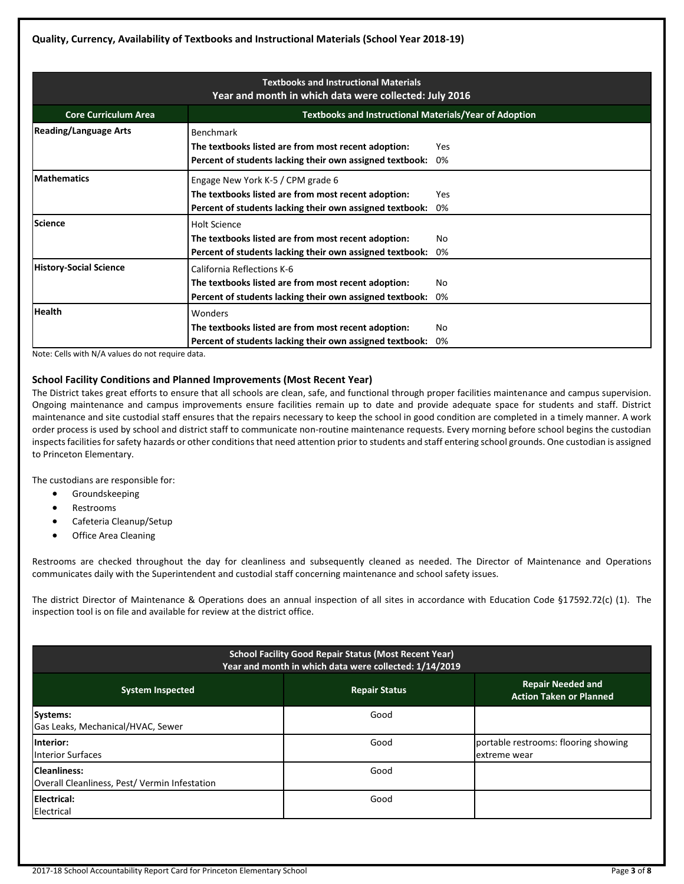## Quality, Currency, Availability of Textbooks and Instructional Materials (School Year 2018-19)

| Textbooks and Instructional Materials<br>Year and month in which data were collected: July 2016 | |
|---|---|
| **Core Curriculum Area** | **Textbooks and Instructional Materials/Year of Adoption** |
| **Reading/Language Arts** | Benchmark<br>**The textbooks listed are from most recent adoption:** Yes<br>**Percent of students lacking their own assigned textbook:** 0% |
| **Mathematics** | Engage New York K-5 / CPM grade 6<br>**The textbooks listed are from most recent adoption:** Yes<br>**Percent of students lacking their own assigned textbook:** 0% |
| **Science** | Holt Science<br>**The textbooks listed are from most recent adoption:** No<br>**Percent of students lacking their own assigned textbook:** 0% |
| **History-Social Science** | California Reflections K-6<br>**The textbooks listed are from most recent adoption:** No<br>**Percent of students lacking their own assigned textbook:** 0% |
| **Health** | Wonders<br>**The textbooks listed are from most recent adoption:** No<br>**Percent of students lacking their own assigned textbook:** 0% |

Note: Cells with N/A values do not require data.

### School Facility Conditions and Planned Improvements (Most Recent Year)

The District takes great efforts to ensure that all schools are clean, safe, and functional through proper facilities maintenance and campus supervision. Ongoing maintenance and campus improvements ensure facilities remain up to date and provide adequate space for students and staff. District maintenance and site custodial staff ensures that the repairs necessary to keep the school in good condition are completed in a timely manner. A work order process is used by school and district staff to communicate non-routine maintenance requests. Every morning before school begins the custodian inspects facilities for safety hazards or other conditions that need attention prior to students and staff entering school grounds. One custodian is assigned to Princeton Elementary.

The custodians are responsible for:

- Groundskeeping
- Restrooms
- Cafeteria Cleanup/Setup
- Office Area Cleaning

Restrooms are checked throughout the day for cleanliness and subsequently cleaned as needed. The Director of Maintenance and Operations communicates daily with the Superintendent and custodial staff concerning maintenance and school safety issues.

The district Director of Maintenance & Operations does an annual inspection of all sites in accordance with Education Code §17592.72(c) (1). The inspection tool is on file and available for review at the district office.

| School Facility Good Repair Status (Most Recent Year)<br>Year and month in which data were collected: 1/14/2019 | | |
|---|---|---|
| **System Inspected** | **Repair Status** | **Repair Needed and Action Taken or Planned** |
| **Systems:**<br>Gas Leaks, Mechanical/HVAC, Sewer | Good | |
| **Interior:**<br>Interior Surfaces | Good | portable restrooms: flooring showing extreme wear |
| **Cleanliness:**<br>Overall Cleanliness, Pest/ Vermin Infestation | Good | |
| **Electrical:**<br>Electrical | Good | |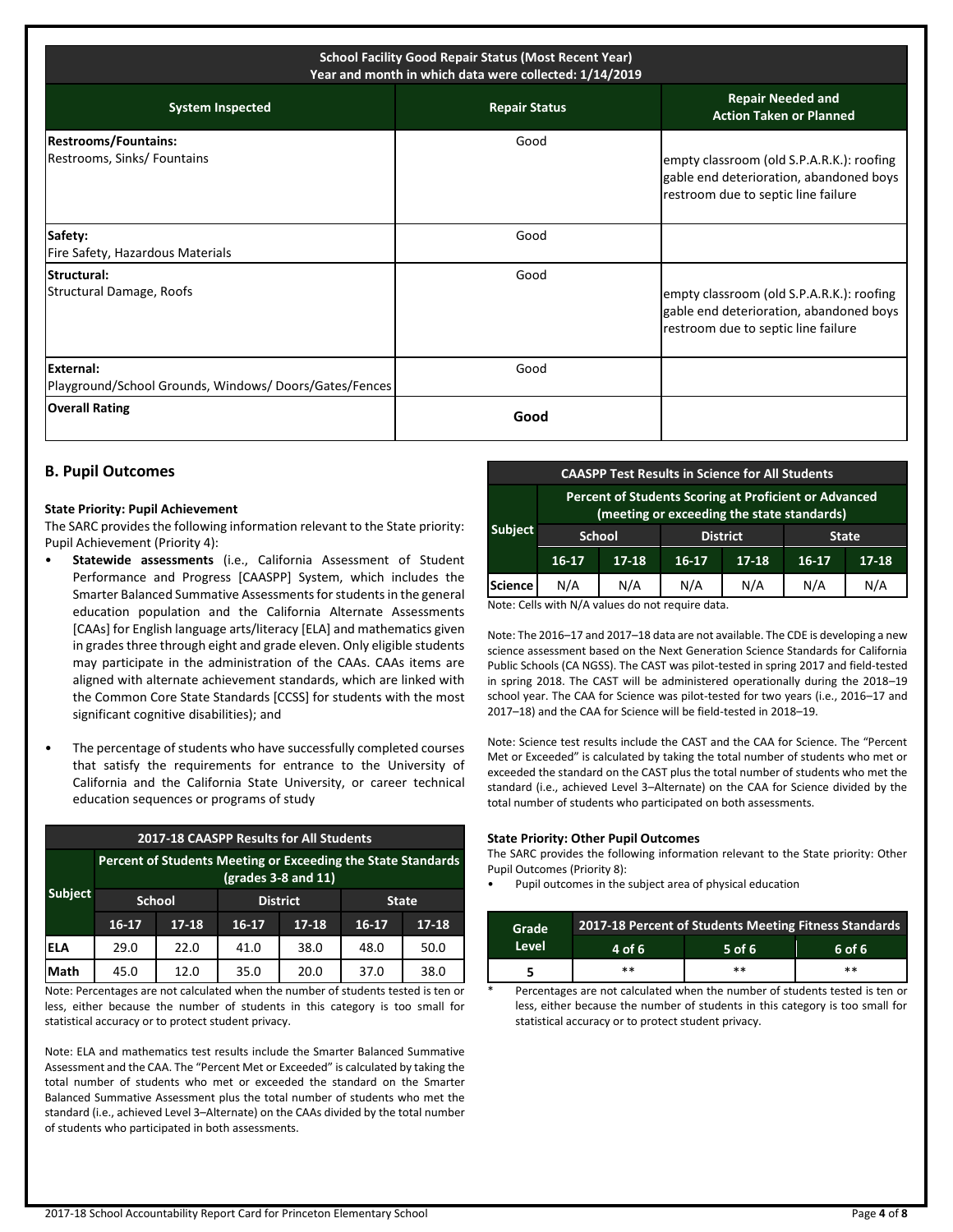| School Facility Good Repair Status (Most Recent Year) Year and month in which data were collected: 1/14/2019 | | |
|---|---|---|
| **System Inspected** | **Repair Status** | **Repair Needed and Action Taken or Planned** |
| **Restrooms/Fountains:** Restrooms, Sinks/ Fountains | Good | empty classroom (old S.P.A.R.K.): roofing gable end deterioration, abandoned boys restroom due to septic line failure |
| **Safety:** Fire Safety, Hazardous Materials | Good | |
| **Structural:** Structural Damage, Roofs | Good | empty classroom (old S.P.A.R.K.): roofing gable end deterioration, abandoned boys restroom due to septic line failure |
| **External:** Playground/School Grounds, Windows/ Doors/Gates/Fences | Good | |
| **Overall Rating** | **Good** | |

## B. Pupil Outcomes

### State Priority: Pupil Achievement

The SARC provides the following information relevant to the State priority: Pupil Achievement (Priority 4):

- **Statewide assessments** (i.e., California Assessment of Student Performance and Progress [CAASPP] System, which includes the Smarter Balanced Summative Assessments for students in the general education population and the California Alternate Assessments [CAAs] for English language arts/literacy [ELA] and mathematics given in grades three through eight and grade eleven. Only eligible students may participate in the administration of the CAAs. CAAs items are aligned with alternate achievement standards, which are linked with the Common Core State Standards [CCSS] for students with the most significant cognitive disabilities); and
- The percentage of students who have successfully completed courses that satisfy the requirements for entrance to the University of California and the California State University, or career technical education sequences or programs of study

| 2017-18 CAASPP Results for All Students | | | | | | |
|---|---|---|---|---|---|---|
| **Subject** | **Percent of Students Meeting or Exceeding the State Standards (grades 3-8 and 11)** | | | | | |
| | **School** | | **District** | | **State** | |
| | **16-17** | **17-18** | **16-17** | **17-18** | **16-17** | **17-18** |
| **ELA** | 29.0 | 22.0 | 41.0 | 38.0 | 48.0 | 50.0 |
| **Math** | 45.0 | 12.0 | 35.0 | 20.0 | 37.0 | 38.0 |

Note: Percentages are not calculated when the number of students tested is ten or less, either because the number of students in this category is too small for statistical accuracy or to protect student privacy.

Note: ELA and mathematics test results include the Smarter Balanced Summative Assessment and the CAA. The "Percent Met or Exceeded" is calculated by taking the total number of students who met or exceeded the standard on the Smarter Balanced Summative Assessment plus the total number of students who met the standard (i.e., achieved Level 3–Alternate) on the CAAs divided by the total number of students who participated in both assessments.

| CAASPP Test Results in Science for All Students | | | | | | |
|---|---|---|---|---|---|---|
| **Subject** | **Percent of Students Scoring at Proficient or Advanced (meeting or exceeding the state standards)** | | | | | |
| | **School** | | **District** | | **State** | |
| | **16-17** | **17-18** | **16-17** | **17-18** | **16-17** | **17-18** |
| **Science** | N/A | N/A | N/A | N/A | N/A | N/A |

Note: Cells with N/A values do not require data.

Note: The 2016–17 and 2017–18 data are not available. The CDE is developing a new science assessment based on the Next Generation Science Standards for California Public Schools (CA NGSS). The CAST was pilot-tested in spring 2017 and field-tested in spring 2018. The CAST will be administered operationally during the 2018–19 school year. The CAA for Science was pilot-tested for two years (i.e., 2016–17 and 2017–18) and the CAA for Science will be field-tested in 2018–19.

Note: Science test results include the CAST and the CAA for Science. The "Percent Met or Exceeded" is calculated by taking the total number of students who met or exceeded the standard on the CAST plus the total number of students who met the standard (i.e., achieved Level 3–Alternate) on the CAA for Science divided by the total number of students who participated on both assessments.

### State Priority: Other Pupil Outcomes

The SARC provides the following information relevant to the State priority: Other Pupil Outcomes (Priority 8):

- Pupil outcomes in the subject area of physical education

| Grade Level | 2017-18 Percent of Students Meeting Fitness Standards | | |
|---|---|---|---|
| | **4 of 6** | **5 of 6** | **6 of 6** |
| 5 | ** | ** | ** |

\* Percentages are not calculated when the number of students tested is ten or less, either because the number of students in this category is too small for statistical accuracy or to protect student privacy.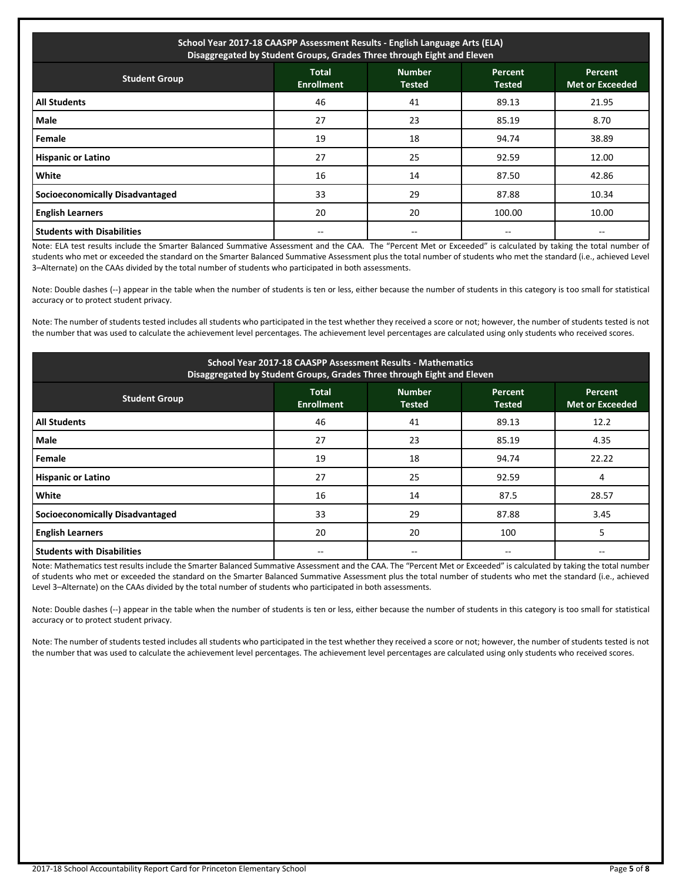| School Year 2017-18 CAASPP Assessment Results - English Language Arts (ELA) Disaggregated by Student Groups, Grades Three through Eight and Eleven | | | | |
|---|---|---|---|---|
| **Student Group** | **Total Enrollment** | **Number Tested** | **Percent Tested** | **Percent Met or Exceeded** |
| **All Students** | 46 | 41 | 89.13 | 21.95 |
| **Male** | 27 | 23 | 85.19 | 8.70 |
| **Female** | 19 | 18 | 94.74 | 38.89 |
| **Hispanic or Latino** | 27 | 25 | 92.59 | 12.00 |
| **White** | 16 | 14 | 87.50 | 42.86 |
| **Socioeconomically Disadvantaged** | 33 | 29 | 87.88 | 10.34 |
| **English Learners** | 20 | 20 | 100.00 | 10.00 |
| **Students with Disabilities** | -- | -- | -- | -- |

Note: ELA test results include the Smarter Balanced Summative Assessment and the CAA. The "Percent Met or Exceeded" is calculated by taking the total number of students who met or exceeded the standard on the Smarter Balanced Summative Assessment plus the total number of students who met the standard (i.e., achieved Level 3–Alternate) on the CAAs divided by the total number of students who participated in both assessments.

Note: Double dashes (--) appear in the table when the number of students is ten or less, either because the number of students in this category is too small for statistical accuracy or to protect student privacy.

Note: The number of students tested includes all students who participated in the test whether they received a score or not; however, the number of students tested is not the number that was used to calculate the achievement level percentages. The achievement level percentages are calculated using only students who received scores.

| School Year 2017-18 CAASPP Assessment Results - Mathematics Disaggregated by Student Groups, Grades Three through Eight and Eleven | | | | |
|---|---|---|---|---|
| **Student Group** | **Total Enrollment** | **Number Tested** | **Percent Tested** | **Percent Met or Exceeded** |
| **All Students** | 46 | 41 | 89.13 | 12.2 |
| **Male** | 27 | 23 | 85.19 | 4.35 |
| **Female** | 19 | 18 | 94.74 | 22.22 |
| **Hispanic or Latino** | 27 | 25 | 92.59 | 4 |
| **White** | 16 | 14 | 87.5 | 28.57 |
| **Socioeconomically Disadvantaged** | 33 | 29 | 87.88 | 3.45 |
| **English Learners** | 20 | 20 | 100 | 5 |
| **Students with Disabilities** | -- | -- | -- | -- |

Note: Mathematics test results include the Smarter Balanced Summative Assessment and the CAA. The "Percent Met or Exceeded" is calculated by taking the total number of students who met or exceeded the standard on the Smarter Balanced Summative Assessment plus the total number of students who met the standard (i.e., achieved Level 3–Alternate) on the CAAs divided by the total number of students who participated in both assessments.

Note: Double dashes (--) appear in the table when the number of students is ten or less, either because the number of students in this category is too small for statistical accuracy or to protect student privacy.

Note: The number of students tested includes all students who participated in the test whether they received a score or not; however, the number of students tested is not the number that was used to calculate the achievement level percentages. The achievement level percentages are calculated using only students who received scores.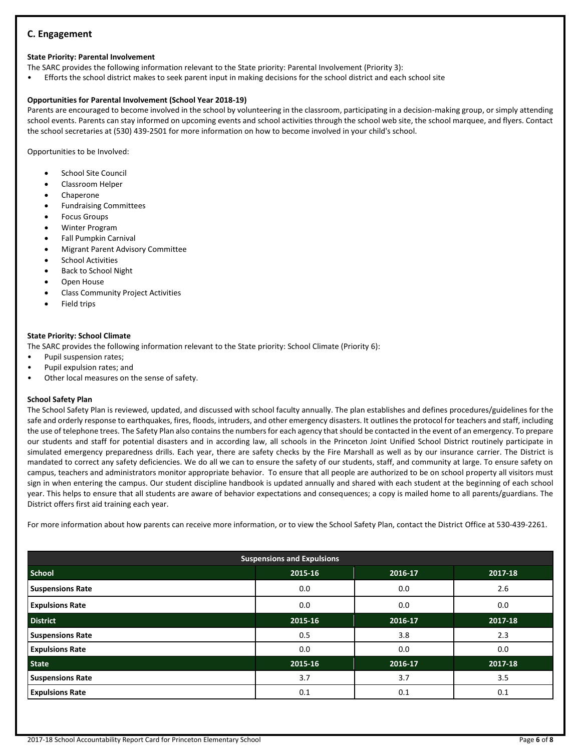## C. Engagement

**State Priority: Parental Involvement**

The SARC provides the following information relevant to the State priority: Parental Involvement (Priority 3):

- Efforts the school district makes to seek parent input in making decisions for the school district and each school site

**Opportunities for Parental Involvement (School Year 2018-19)**

Parents are encouraged to become involved in the school by volunteering in the classroom, participating in a decision-making group, or simply attending school events. Parents can stay informed on upcoming events and school activities through the school web site, the school marquee, and flyers. Contact the school secretaries at (530) 439-2501 for more information on how to become involved in your child's school.

Opportunities to be Involved:

- School Site Council
- Classroom Helper
- Chaperone
- Fundraising Committees
- Focus Groups
- Winter Program
- Fall Pumpkin Carnival
- Migrant Parent Advisory Committee
- School Activities
- Back to School Night
- Open House
- Class Community Project Activities
- Field trips

**State Priority: School Climate**

The SARC provides the following information relevant to the State priority: School Climate (Priority 6):

- Pupil suspension rates;
- Pupil expulsion rates; and
- Other local measures on the sense of safety.

**School Safety Plan**

The School Safety Plan is reviewed, updated, and discussed with school faculty annually. The plan establishes and defines procedures/guidelines for the safe and orderly response to earthquakes, fires, floods, intruders, and other emergency disasters. It outlines the protocol for teachers and staff, including the use of telephone trees. The Safety Plan also contains the numbers for each agency that should be contacted in the event of an emergency. To prepare our students and staff for potential disasters and in according law, all schools in the Princeton Joint Unified School District routinely participate in simulated emergency preparedness drills. Each year, there are safety checks by the Fire Marshall as well as by our insurance carrier. The District is mandated to correct any safety deficiencies. We do all we can to ensure the safety of our students, staff, and community at large. To ensure safety on campus, teachers and administrators monitor appropriate behavior. To ensure that all people are authorized to be on school property all visitors must sign in when entering the campus. Our student discipline handbook is updated annually and shared with each student at the beginning of each school year. This helps to ensure that all students are aware of behavior expectations and consequences; a copy is mailed home to all parents/guardians. The District offers first aid training each year.

For more information about how parents can receive more information, or to view the School Safety Plan, contact the District Office at 530-439-2261.

| Suspensions and Expulsions | | | |
|---|---|---|---|
| **School** | **2015-16** | **2016-17** | **2017-18** |
| **Suspensions Rate** | 0.0 | 0.0 | 2.6 |
| **Expulsions Rate** | 0.0 | 0.0 | 0.0 |
| **District** | **2015-16** | **2016-17** | **2017-18** |
| **Suspensions Rate** | 0.5 | 3.8 | 2.3 |
| **Expulsions Rate** | 0.0 | 0.0 | 0.0 |
| **State** | **2015-16** | **2016-17** | **2017-18** |
| **Suspensions Rate** | 3.7 | 3.7 | 3.5 |
| **Expulsions Rate** | 0.1 | 0.1 | 0.1 |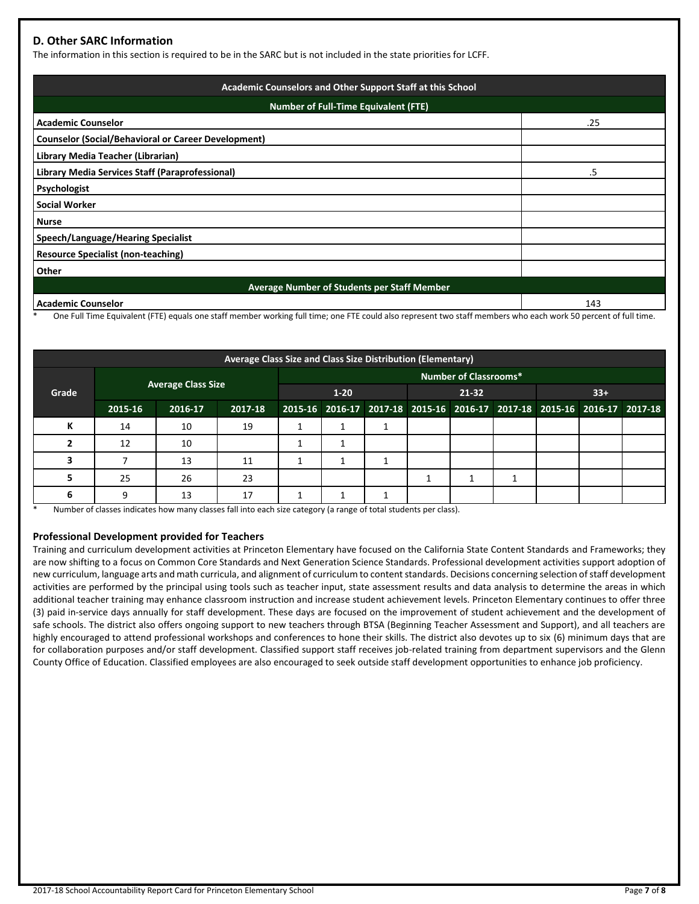## D. Other SARC Information

The information in this section is required to be in the SARC but is not included in the state priorities for LCFF.

| Academic Counselors and Other Support Staff at this School | |
|---|---|
| **Number of Full-Time Equivalent (FTE)** | |
| **Academic Counselor** | .25 |
| **Counselor (Social/Behavioral or Career Development)** | |
| **Library Media Teacher (Librarian)** | |
| **Library Media Services Staff (Paraprofessional)** | .5 |
| **Psychologist** | |
| **Social Worker** | |
| **Nurse** | |
| **Speech/Language/Hearing Specialist** | |
| **Resource Specialist (non-teaching)** | |
| **Other** | |
| **Average Number of Students per Staff Member** | |
| **Academic Counselor** | 143 |

\* One Full Time Equivalent (FTE) equals one staff member working full time; one FTE could also represent two staff members who each work 50 percent of full time.

| Grade | Average Class Size | | | Number of Classrooms* | | | | | | | | |
|---|---|---|---|---|---|---|---|---|---|---|---|---|
| | | | | 1-20 | | | 21-32 | | | 33+ | | |
| | 2015-16 | 2016-17 | 2017-18 | 2015-16 | 2016-17 | 2017-18 | 2015-16 | 2016-17 | 2017-18 | 2015-16 | 2016-17 | 2017-18 |
| K | 14 | 10 | 19 | 1 | 1 | 1 | | | | | | |
| 2 | 12 | 10 | | 1 | 1 | | | | | | | |
| 3 | 7 | 13 | 11 | 1 | 1 | 1 | | | | | | |
| 5 | 25 | 26 | 23 | | | | 1 | 1 | 1 | | | |
| 6 | 9 | 13 | 17 | 1 | 1 | 1 | | | | | | |

\* Number of classes indicates how many classes fall into each size category (a range of total students per class).

### Professional Development provided for Teachers

Training and curriculum development activities at Princeton Elementary have focused on the California State Content Standards and Frameworks; they are now shifting to a focus on Common Core Standards and Next Generation Science Standards. Professional development activities support adoption of new curriculum, language arts and math curricula, and alignment of curriculum to content standards. Decisions concerning selection of staff development activities are performed by the principal using tools such as teacher input, state assessment results and data analysis to determine the areas in which additional teacher training may enhance classroom instruction and increase student achievement levels. Princeton Elementary continues to offer three (3) paid in-service days annually for staff development. These days are focused on the improvement of student achievement and the development of safe schools. The district also offers ongoing support to new teachers through BTSA (Beginning Teacher Assessment and Support), and all teachers are highly encouraged to attend professional workshops and conferences to hone their skills. The district also devotes up to six (6) minimum days that are for collaboration purposes and/or staff development. Classified support staff receives job-related training from department supervisors and the Glenn County Office of Education. Classified employees are also encouraged to seek outside staff development opportunities to enhance job proficiency.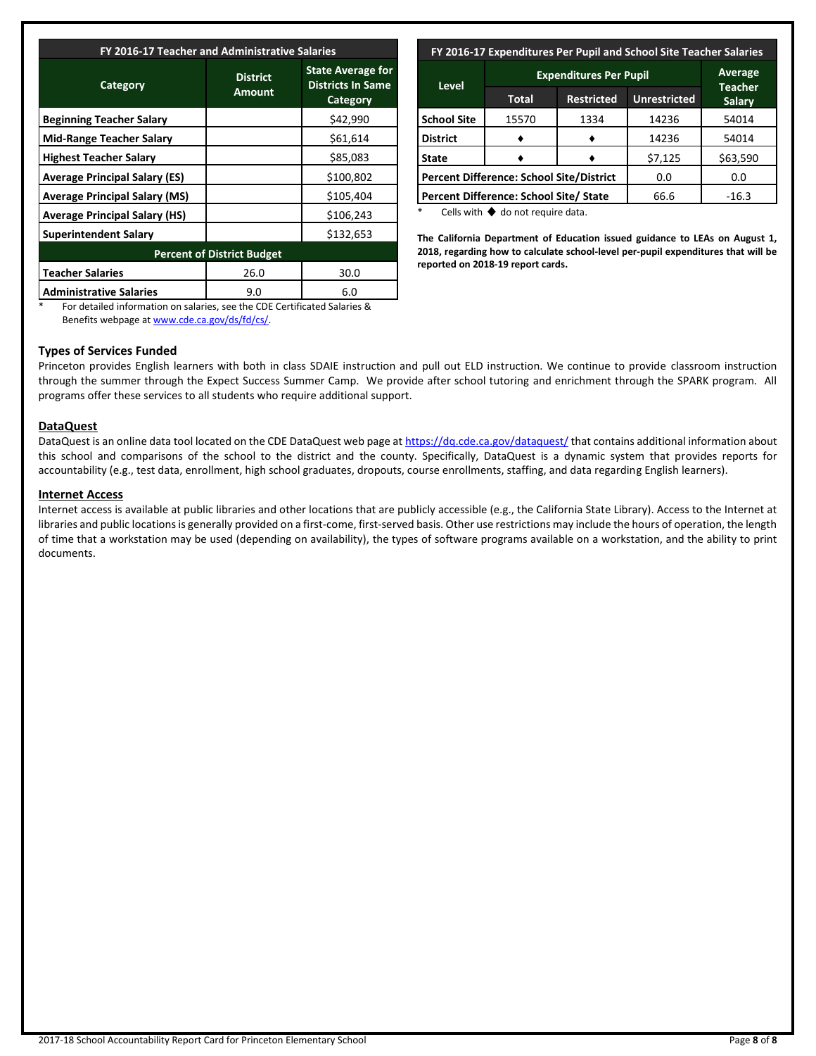| FY 2016-17 Teacher and Administrative Salaries | | |
|---|---|---|
| Category | District Amount | State Average for Districts In Same Category |
| Beginning Teacher Salary | | $42,990 |
| Mid-Range Teacher Salary | | $61,614 |
| Highest Teacher Salary | | $85,083 |
| Average Principal Salary (ES) | | $100,802 |
| Average Principal Salary (MS) | | $105,404 |
| Average Principal Salary (HS) | | $106,243 |
| Superintendent Salary | | $132,653 |
| **Percent of District Budget** | | |
| Teacher Salaries | 26.0 | 30.0 |
| Administrative Salaries | 9.0 | 6.0 |

\* For detailed information on salaries, see the CDE Certificated Salaries & Benefits webpage at www.cde.ca.gov/ds/fd/cs/.

| FY 2016-17 Expenditures Per Pupil and School Site Teacher Salaries | | | | |
|---|---|---|---|---|
| Level | Expenditures Per Pupil | | | Average Teacher Salary |
| | Total | Restricted | Unrestricted | |
| School Site | 15570 | 1334 | 14236 | 54014 |
| District | ♦ | ♦ | 14236 | 54014 |
| State | ♦ | ♦ | $7,125 | $63,590 |
| Percent Difference: School Site/District | | | 0.0 | 0.0 |
| Percent Difference: School Site/ State | | | 66.6 | -16.3 |

\* Cells with ◆ do not require data.

**The California Department of Education issued guidance to LEAs on August 1, 2018, regarding how to calculate school-level per-pupil expenditures that will be reported on 2018-19 report cards.**

## Types of Services Funded

Princeton provides English learners with both in class SDAIE instruction and pull out ELD instruction. We continue to provide classroom instruction through the summer through the Expect Success Summer Camp. We provide after school tutoring and enrichment through the SPARK program. All programs offer these services to all students who require additional support.

## DataQuest

DataQuest is an online data tool located on the CDE DataQuest web page at https://dq.cde.ca.gov/dataquest/ that contains additional information about this school and comparisons of the school to the district and the county. Specifically, DataQuest is a dynamic system that provides reports for accountability (e.g., test data, enrollment, high school graduates, dropouts, course enrollments, staffing, and data regarding English learners).

## Internet Access

Internet access is available at public libraries and other locations that are publicly accessible (e.g., the California State Library). Access to the Internet at libraries and public locations is generally provided on a first-come, first-served basis. Other use restrictions may include the hours of operation, the length of time that a workstation may be used (depending on availability), the types of software programs available on a workstation, and the ability to print documents.